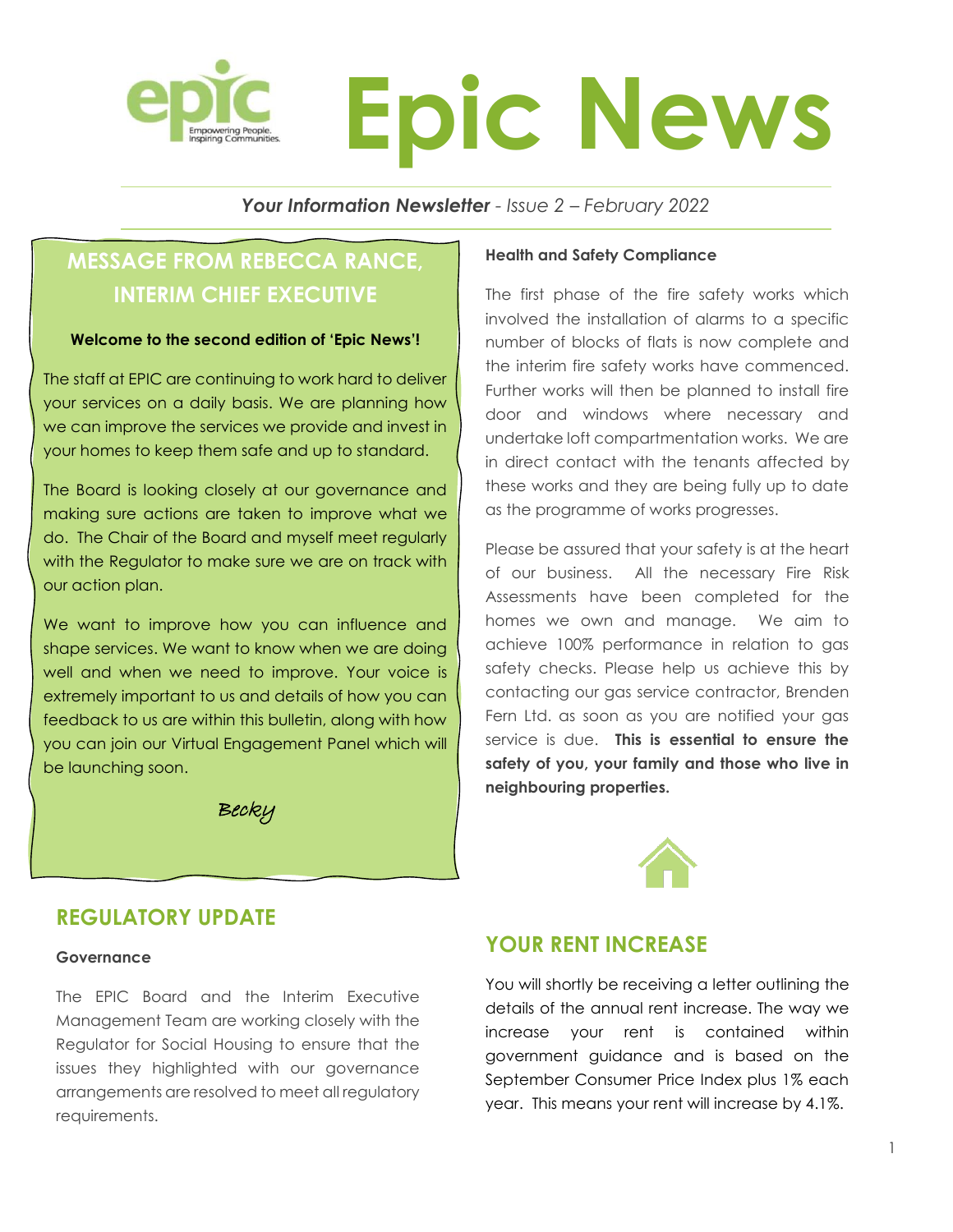# Epic News

*Your Information Newsletter - Issue 2 – February 2022*

## MESSAGE FROM REBECCA RANCE, INTERIM CHIEF EXECUTIVE

**Welcome to the second edition of 'Epic News'!**

The staff at EPIC are continuing to work hard to deliver your services on a daily basis. We are planning how we can improve the services we provide and invest in your homes to keep them safe and up to standard.

The Board is looking closely at our governance and making sure actions are taken to improve what we do. The Chair of the Board and myself meet regularly with the Regulator to make sure we are on track with our action plan.

We want to improve how you can influence and shape services. We want to know when we are doing well and when we need to improve. Your voice is extremely important to us and details of how you can feedback to us are within this bulletin, along with how you can join our Virtual Engagement Panel which will be launching soon.

*Becky*

## REGULATORY UPDATE

### Governance

The EPIC Board and the Interim Executive Management Team are working closely with the Regulator for Social Housing to ensure that the issues they highlighted with our governance arrangements are resolved to meet all regulatory requirements.

### Health and Safety Compliance

The first phase of the fire safety works which involved the installation of alarms to a specific number of blocks of flats is now complete and the interim fire safety works have commenced. Further works will then be planned to install fire door and windows where necessary and undertake loft compartmentation works. We are in direct contact with the tenants affected by these works and they are being fully up to date as the programme of works progresses.

Please be assured that your safety is at the heart of our business. All the necessary Fire Risk Assessments have been completed for the homes we own and manage. We aim to achieve 100% performance in relation to gas safety checks. Please help us achieve this by contacting our gas service contractor, Brenden Fern Ltd. as soon as you are notified your gas service is due. **This is essential to ensure the safety of you, your family and those who live in neighbouring properties.**

## YOUR RENT INCREASE

You will shortly be receiving a letter outlining the details of the annual rent increase. The way we increase your rent is contained within government guidance and is based on the September Consumer Price Index plus 1% each year. This means your rent will increase by 4.1%.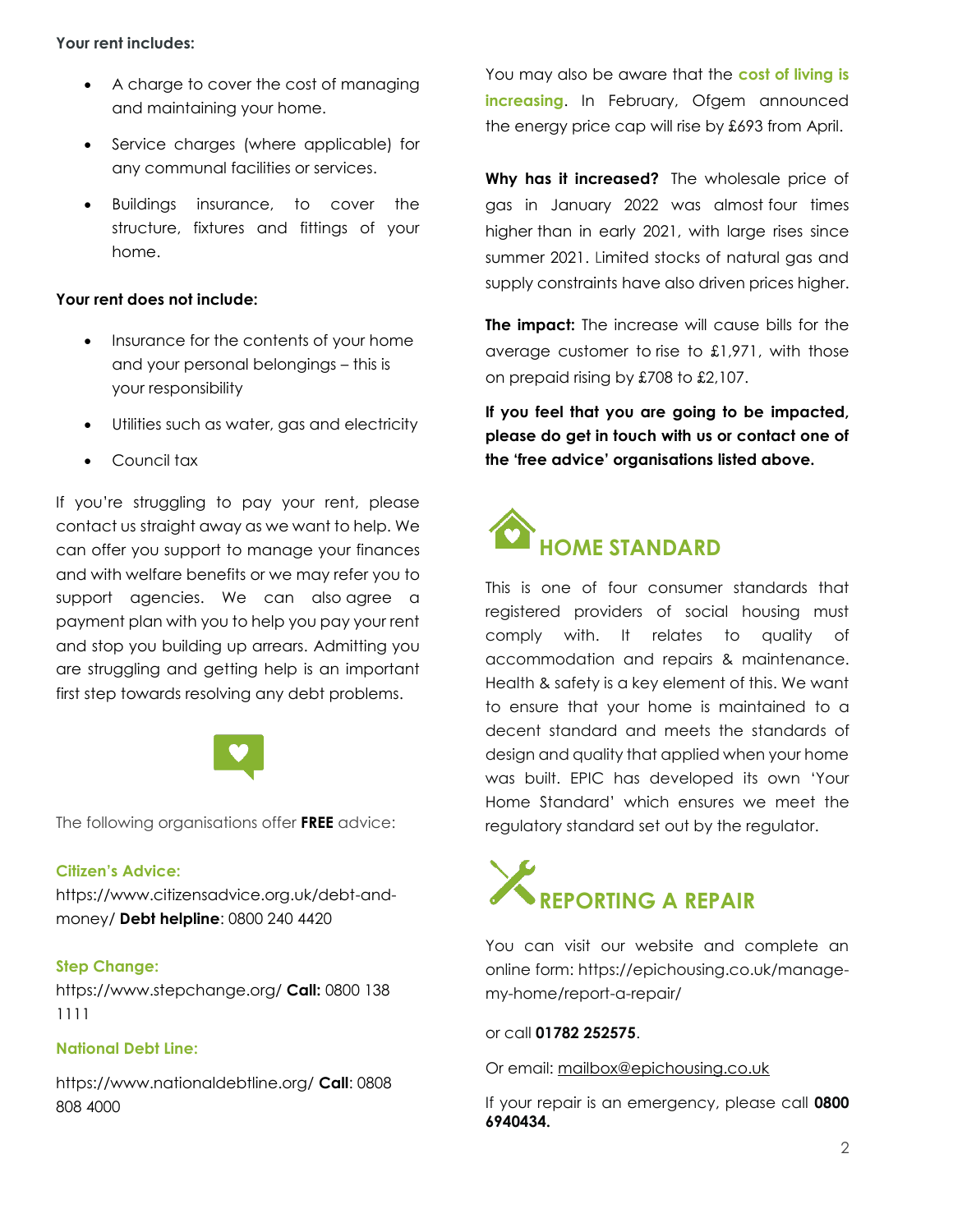**Your rent includes:**

- A charge to cover the cost of managing and maintaining your home.
- Service charges (where applicable) for any communal facilities or services.
- Buildings insurance, to cover the structure, fixtures and fittings of your home.

**Your rent does not include:**

- Insurance for the contents of your home and your personal belongings – this is your responsibility
- Utilities such as water, gas and electricity
- Council tax

If you're struggling to pay your rent, please contact us straight away as we want to help. We can offer you support to manage your finances and with welfare benefits or we may refer you to support agencies. We can also agree a payment plan with you to help you pay your rent and stop you building up arrears. Admitting you are struggling and getting help is an important first step towards resolving any debt problems.

The following organisations offer **FREE** advice:

**Citizen's Advice:**
https://www.citizensadvice.org.uk/debt-and-money/ **Debt helpline**: 0800 240 4420

**Step Change:**
https://www.stepchange.org/ **Call:** 0800 138 1111

**National Debt Line:**

https://www.nationaldebtline.org/ **Call**: 0808 808 4000

You may also be aware that the **cost of living is increasing**. In February, Ofgem announced the energy price cap will rise by £693 from April.

**Why has it increased?** The wholesale price of gas in January 2022 was almost four times higher than in early 2021, with large rises since summer 2021. Limited stocks of natural gas and supply constraints have also driven prices higher.

**The impact:** The increase will cause bills for the average customer to rise to £1,971, with those on prepaid rising by £708 to £2,107.

**If you feel that you are going to be impacted, please do get in touch with us or contact one of the 'free advice' organisations listed above.**

## HOME STANDARD

This is one of four consumer standards that registered providers of social housing must comply with. It relates to quality of accommodation and repairs & maintenance. Health & safety is a key element of this. We want to ensure that your home is maintained to a decent standard and meets the standards of design and quality that applied when your home was built. EPIC has developed its own 'Your Home Standard' which ensures we meet the regulatory standard set out by the regulator.

## REPORTING A REPAIR

You can visit our website and complete an online form: https://epichousing.co.uk/manage-my-home/report-a-repair/

or call **01782 252575**.

Or email: mailbox@epichousing.co.uk

If your repair is an emergency, please call **0800 6940434.**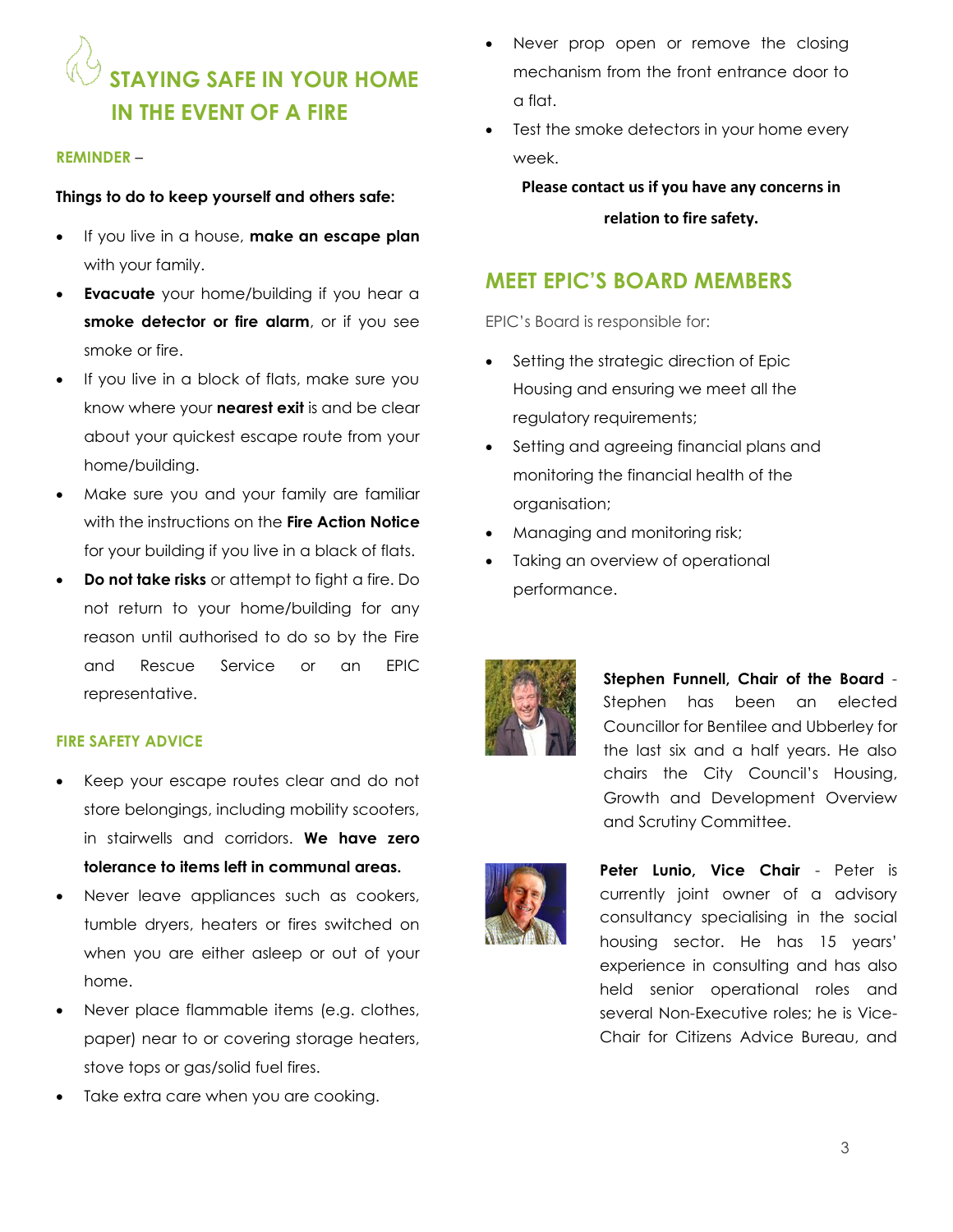# STAYING SAFE IN YOUR HOME IN THE EVENT OF A FIRE

**REMINDER** –

**Things to do to keep yourself and others safe:**

- If you live in a house, **make an escape plan** with your family.
- **Evacuate** your home/building if you hear a **smoke detector or fire alarm**, or if you see smoke or fire.
- If you live in a block of flats, make sure you know where your **nearest exit** is and be clear about your quickest escape route from your home/building.
- Make sure you and your family are familiar with the instructions on the **Fire Action Notice** for your building if you live in a black of flats.
- **Do not take risks** or attempt to fight a fire. Do not return to your home/building for any reason until authorised to do so by the Fire and Rescue Service or an EPIC representative.

**FIRE SAFETY ADVICE**

- Keep your escape routes clear and do not store belongings, including mobility scooters, in stairwells and corridors. **We have zero tolerance to items left in communal areas.**
- Never leave appliances such as cookers, tumble dryers, heaters or fires switched on when you are either asleep or out of your home.
- Never place flammable items (e.g. clothes, paper) near to or covering storage heaters, stove tops or gas/solid fuel fires.
- Take extra care when you are cooking.
- Never prop open or remove the closing mechanism from the front entrance door to a flat.
- Test the smoke detectors in your home every week.

**Please contact us if you have any concerns in relation to fire safety.**

## MEET EPIC'S BOARD MEMBERS

EPIC's Board is responsible for:

- Setting the strategic direction of Epic Housing and ensuring we meet all the regulatory requirements;
- Setting and agreeing financial plans and monitoring the financial health of the organisation;
- Managing and monitoring risk;
- Taking an overview of operational performance.

**Stephen Funnell, Chair of the Board** - Stephen has been an elected Councillor for Bentilee and Ubberley for the last six and a half years. He also chairs the City Council's Housing, Growth and Development Overview and Scrutiny Committee.

**Peter Lunio, Vice Chair** - Peter is currently joint owner of a advisory consultancy specialising in the social housing sector. He has 15 years' experience in consulting and has also held senior operational roles and several Non-Executive roles; he is Vice-Chair for Citizens Advice Bureau, and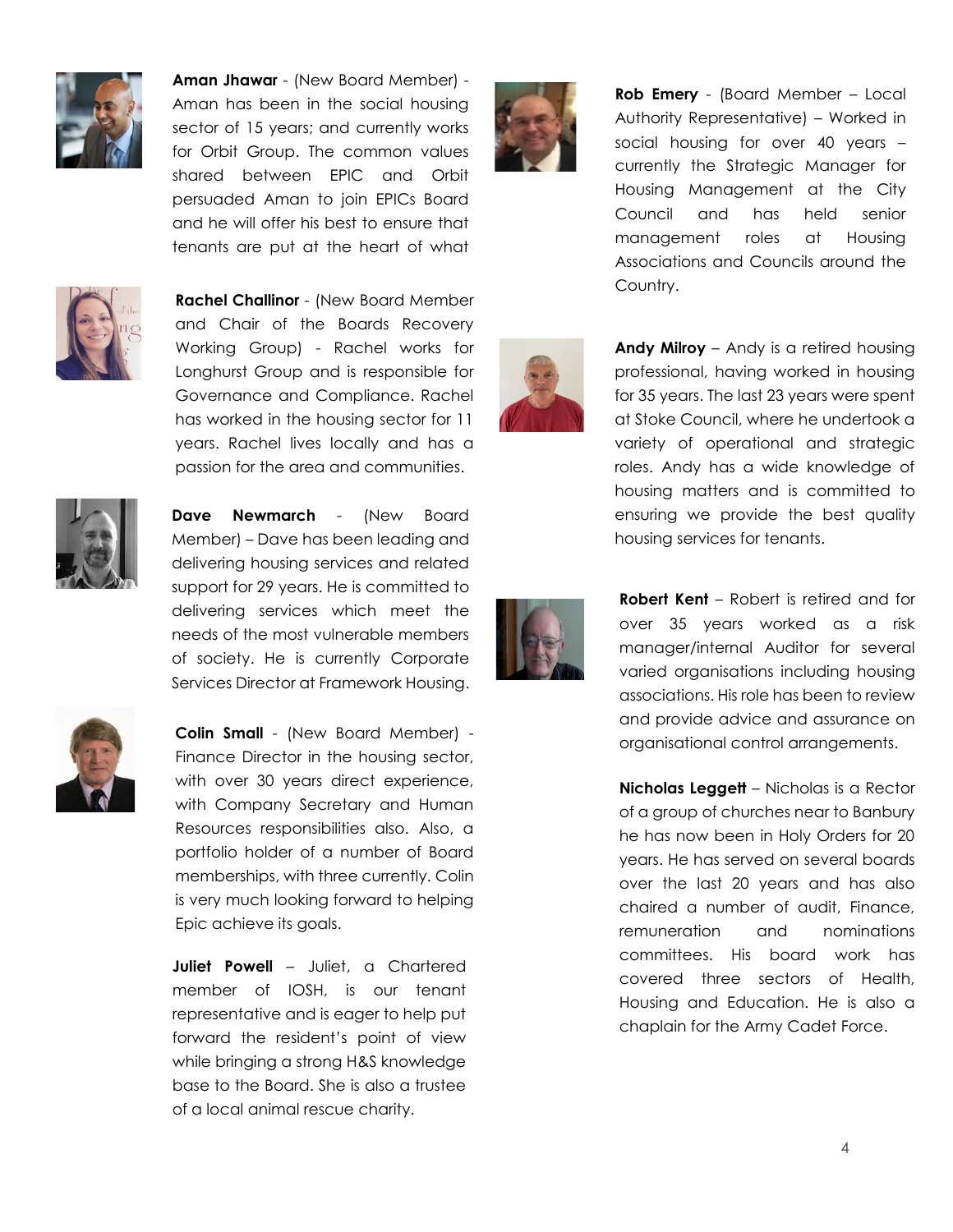**Aman Jhawar** - (New Board Member) - Aman has been in the social housing sector of 15 years; and currently works for Orbit Group. The common values shared between EPIC and Orbit persuaded Aman to join EPICs Board and he will offer his best to ensure that tenants are put at the heart of what

**Rachel Challinor** - (New Board Member and Chair of the Boards Recovery Working Group) - Rachel works for Longhurst Group and is responsible for Governance and Compliance. Rachel has worked in the housing sector for 11 years. Rachel lives locally and has a passion for the area and communities.

**Dave Newmarch** - (New Board Member) – Dave has been leading and delivering housing services and related support for 29 years. He is committed to delivering services which meet the needs of the most vulnerable members of society. He is currently Corporate Services Director at Framework Housing.

**Colin Small** - (New Board Member) - Finance Director in the housing sector, with over 30 years direct experience, with Company Secretary and Human Resources responsibilities also. Also, a portfolio holder of a number of Board memberships, with three currently. Colin is very much looking forward to helping Epic achieve its goals.

**Juliet Powell** – Juliet, a Chartered member of IOSH, is our tenant representative and is eager to help put forward the resident's point of view while bringing a strong H&S knowledge base to the Board. She is also a trustee of a local animal rescue charity.

**Rob Emery** - (Board Member – Local Authority Representative) – Worked in social housing for over 40 years – currently the Strategic Manager for Housing Management at the City Council and has held senior management roles at Housing Associations and Councils around the Country.

**Andy Milroy** – Andy is a retired housing professional, having worked in housing for 35 years. The last 23 years were spent at Stoke Council, where he undertook a variety of operational and strategic roles. Andy has a wide knowledge of housing matters and is committed to ensuring we provide the best quality housing services for tenants.

**Robert Kent** – Robert is retired and for over 35 years worked as a risk manager/internal Auditor for several varied organisations including housing associations. His role has been to review and provide advice and assurance on organisational control arrangements.

**Nicholas Leggett** – Nicholas is a Rector of a group of churches near to Banbury he has now been in Holy Orders for 20 years. He has served on several boards over the last 20 years and has also chaired a number of audit, Finance, remuneration and nominations committees. His board work has covered three sectors of Health, Housing and Education. He is also a chaplain for the Army Cadet Force.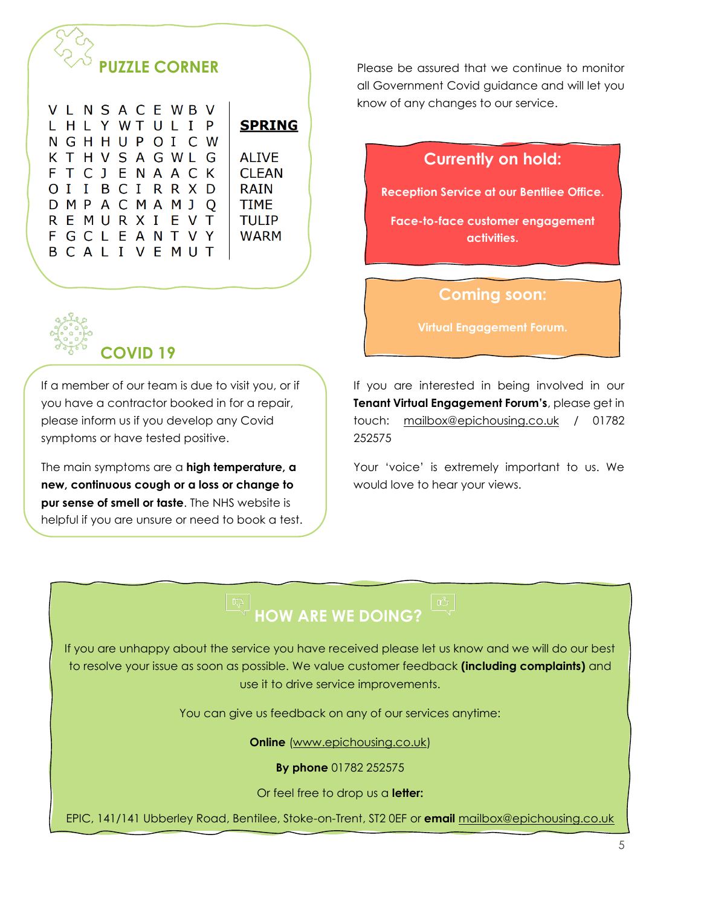## PUZZLE CORNER

| | | | | | | | | | |
|---|---|---|---|---|---|---|---|---|---|
| V | L | N | S | A | C | E | W | B | V |
| L | H | L | Y | W | T | U | L | I | P |
| N | G | H | H | U | P | O | I | C | W |
| K | T | H | V | S | A | G | W | L | G |
| F | T | C | J | E | N | A | A | C | K |
| O | I | I | B | C | I | R | R | X | D |
| D | M | P | A | C | M | A | M | J | Q |
| R | E | M | U | R | X | I | E | V | T |
| F | G | C | L | E | A | N | T | V | Y |
| B | C | A | L | I | V | E | M | U | T |

**SPRING**

ALIVE
CLEAN
RAIN
TIME
TULIP
WARM

## COVID 19

If a member of our team is due to visit you, or if you have a contractor booked in for a repair, please inform us if you develop any Covid symptoms or have tested positive.

The main symptoms are a **high temperature, a new, continuous cough or a loss or change to pur sense of smell or taste**. The NHS website is helpful if you are unsure or need to book a test.

Please be assured that we continue to monitor all Government Covid guidance and will let you know of any changes to our service.

**Currently on hold:**

**Reception Service at our Bentliee Office.**

**Face-to-face customer engagement activities.**

**Coming soon:**

**Virtual Engagement Forum.**

If you are interested in being involved in our **Tenant Virtual Engagement Forum's**, please get in touch: mailbox@epichousing.co.uk / 01782 252575

Your 'voice' is extremely important to us. We would love to hear your views.

## HOW ARE WE DOING?

If you are unhappy about the service you have received please let us know and we will do our best to resolve your issue as soon as possible. We value customer feedback **(including complaints)** and use it to drive service improvements.

You can give us feedback on any of our services anytime:

**Online** (www.epichousing.co.uk)

**By phone** 01782 252575

Or feel free to drop us a **letter:**

EPIC, 141/141 Ubberley Road, Bentilee, Stoke-on-Trent, ST2 0EF or **email** mailbox@epichousing.co.uk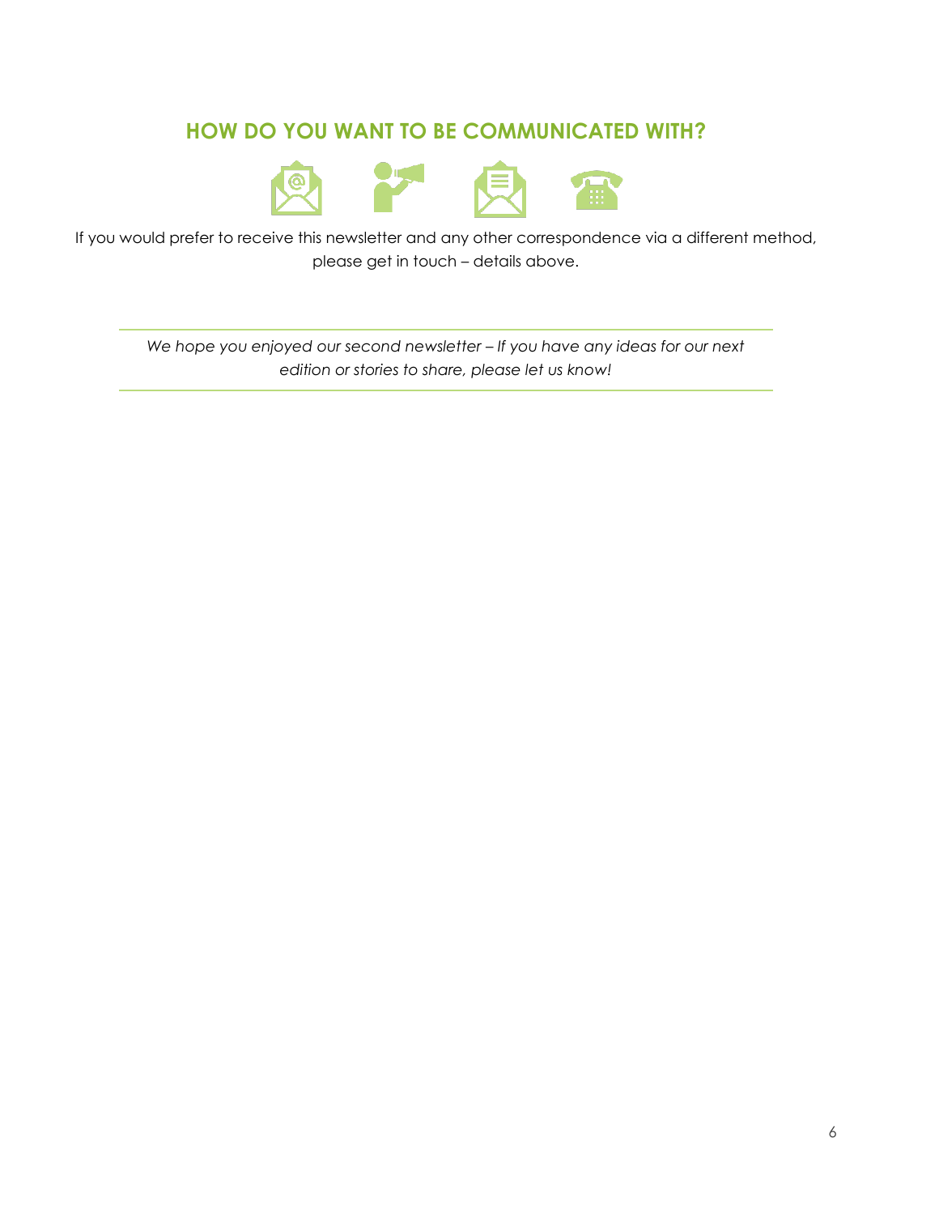## HOW DO YOU WANT TO BE COMMUNICATED WITH?

If you would prefer to receive this newsletter and any other correspondence via a different method, please get in touch – details above.

---

*We hope you enjoyed our second newsletter – If you have any ideas for our next edition or stories to share, please let us know!*

---